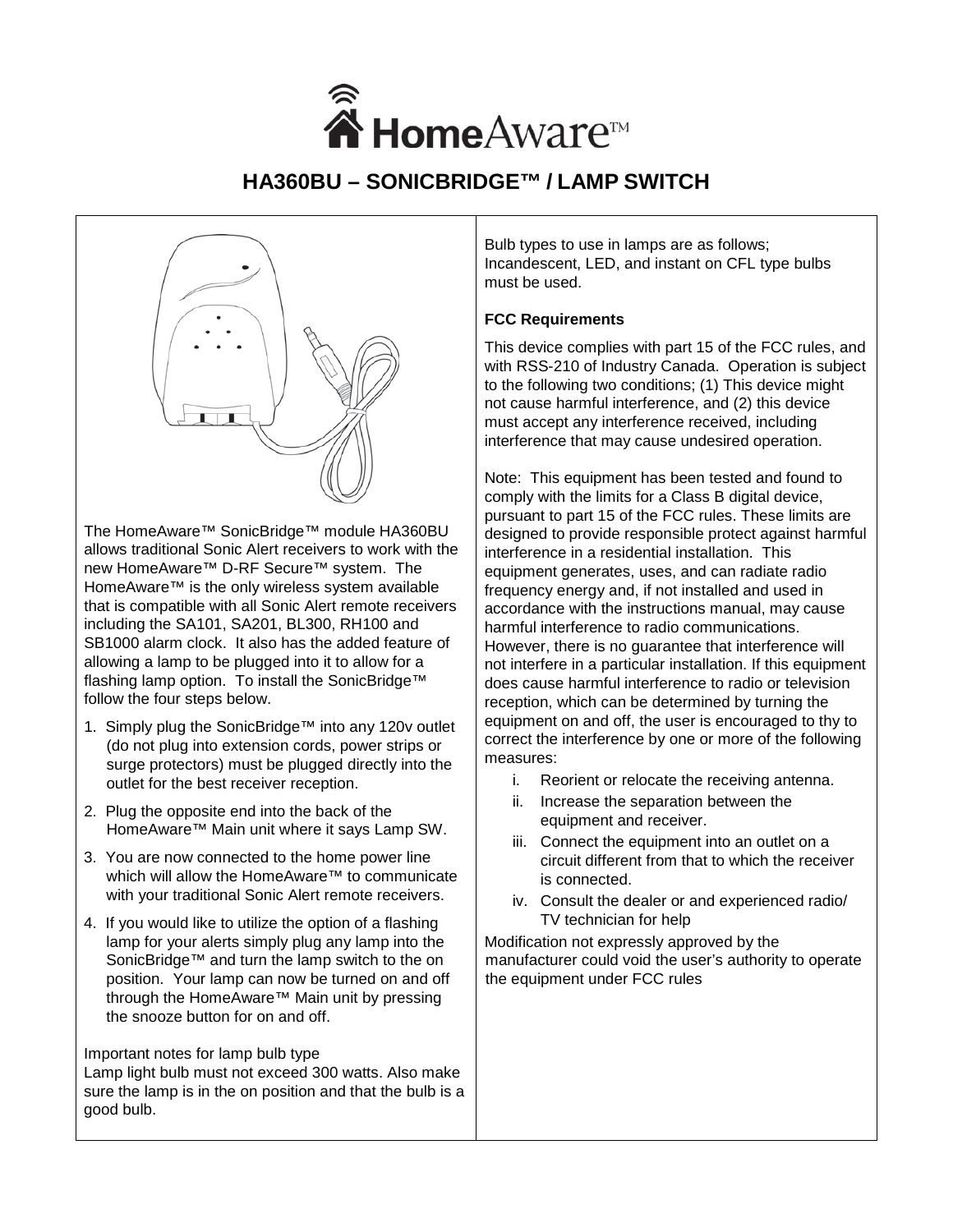# HomeAware™

## HA360BU – SONICBRIDGE™ / LAMP SWITCH

The HomeAware™ SonicBridge™ module HA360BU allows traditional Sonic Alert receivers to work with the new HomeAware™ D-RF Secure™ system. The HomeAware™ is the only wireless system available that is compatible with all Sonic Alert remote receivers including the SA101, SA201, BL300, RH100 and SB1000 alarm clock. It also has the added feature of allowing a lamp to be plugged into it to allow for a flashing lamp option. To install the SonicBridge™ follow the four steps below.

1. Simply plug the SonicBridge™ into any 120v outlet (do not plug into extension cords, power strips or surge protectors) must be plugged directly into the outlet for the best receiver reception.
2. Plug the opposite end into the back of the HomeAware™ Main unit where it says Lamp SW.
3. You are now connected to the home power line which will allow the HomeAware™ to communicate with your traditional Sonic Alert remote receivers.
4. If you would like to utilize the option of a flashing lamp for your alerts simply plug any lamp into the SonicBridge™ and turn the lamp switch to the on position. Your lamp can now be turned on and off through the HomeAware™ Main unit by pressing the snooze button for on and off.

Important notes for lamp bulb type
Lamp light bulb must not exceed 300 watts. Also make sure the lamp is in the on position and that the bulb is a good bulb.

Bulb types to use in lamps are as follows; Incandescent, LED, and instant on CFL type bulbs must be used.

**FCC Requirements**

This device complies with part 15 of the FCC rules, and with RSS-210 of Industry Canada. Operation is subject to the following two conditions; (1) This device might not cause harmful interference, and (2) this device must accept any interference received, including interference that may cause undesired operation.

Note: This equipment has been tested and found to comply with the limits for a Class B digital device, pursuant to part 15 of the FCC rules. These limits are designed to provide responsible protect against harmful interference in a residential installation. This equipment generates, uses, and can radiate radio frequency energy and, if not installed and used in accordance with the instructions manual, may cause harmful interference to radio communications. However, there is no guarantee that interference will not interfere in a particular installation. If this equipment does cause harmful interference to radio or television reception, which can be determined by turning the equipment on and off, the user is encouraged to thy to correct the interference by one or more of the following measures:

i. Reorient or relocate the receiving antenna.
ii. Increase the separation between the equipment and receiver.
iii. Connect the equipment into an outlet on a circuit different from that to which the receiver is connected.
iv. Consult the dealer or and experienced radio/ TV technician for help

Modification not expressly approved by the manufacturer could void the user's authority to operate the equipment under FCC rules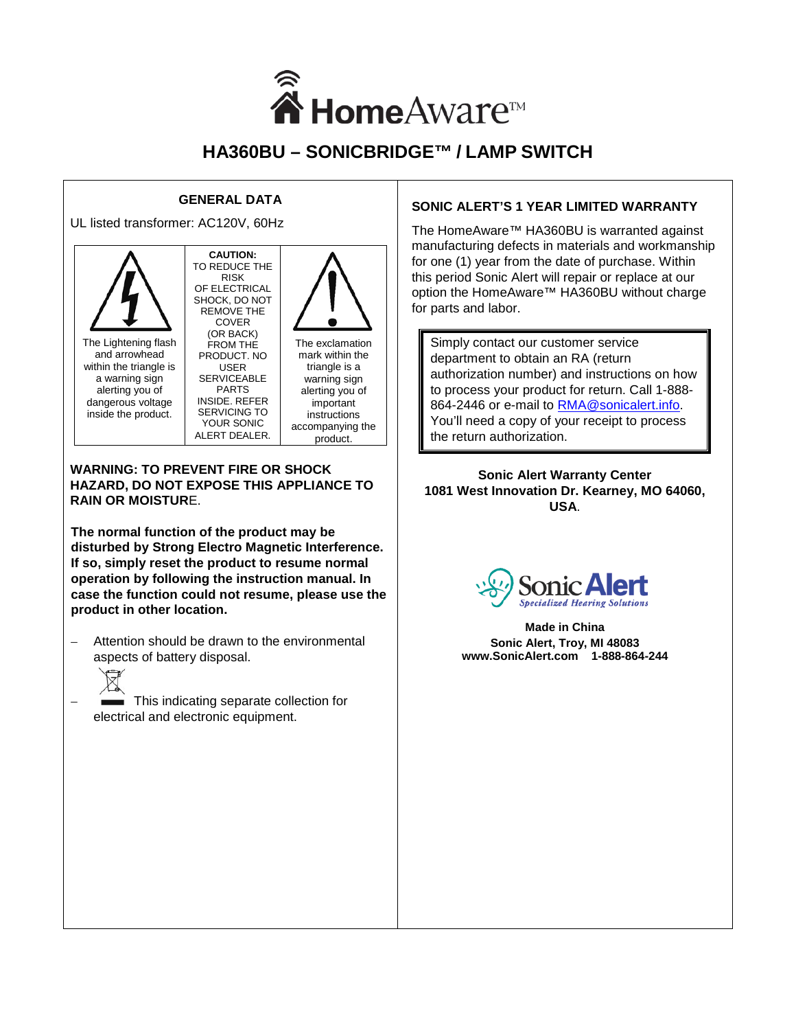# HomeAware™

## HA360BU – SONICBRIDGE™ / LAMP SWITCH

### GENERAL DATA

UL listed transformer: AC120V, 60Hz

| | | |
|---|---|---|
| The Lightening flash and arrowhead within the triangle is a warning sign alerting you of dangerous voltage inside the product. | **CAUTION:** TO REDUCE THE RISK OF ELECTRICAL SHOCK, DO NOT REMOVE THE COVER (OR BACK) FROM THE PRODUCT. NO USER SERVICEABLE PARTS INSIDE. REFER SERVICING TO YOUR SONIC ALERT DEALER. | The exclamation mark within the triangle is a warning sign alerting you of important instructions accompanying the product. |

**WARNING: TO PREVENT FIRE OR SHOCK HAZARD, DO NOT EXPOSE THIS APPLIANCE TO RAIN OR MOISTURE.**

**The normal function of the product may be disturbed by Strong Electro Magnetic Interference. If so, simply reset the product to resume normal operation by following the instruction manual. In case the function could not resume, please use the product in other location.**

- Attention should be drawn to the environmental aspects of battery disposal.
- This indicating separate collection for electrical and electronic equipment.

### SONIC ALERT'S 1 YEAR LIMITED WARRANTY

The HomeAware™ HA360BU is warranted against manufacturing defects in materials and workmanship for one (1) year from the date of purchase. Within this period Sonic Alert will repair or replace at our option the HomeAware™ HA360BU without charge for parts and labor.

Simply contact our customer service department to obtain an RA (return authorization number) and instructions on how to process your product for return. Call 1-888-864-2446 or e-mail to RMA@sonicalert.info. You'll need a copy of your receipt to process the return authorization.

**Sonic Alert Warranty Center**
**1081 West Innovation Dr. Kearney, MO 64060, USA.**

Sonic Alert
*Specialized Hearing Solutions*

**Made in China**
**Sonic Alert, Troy, MI 48083**
**www.SonicAlert.com 1-888-864-244**